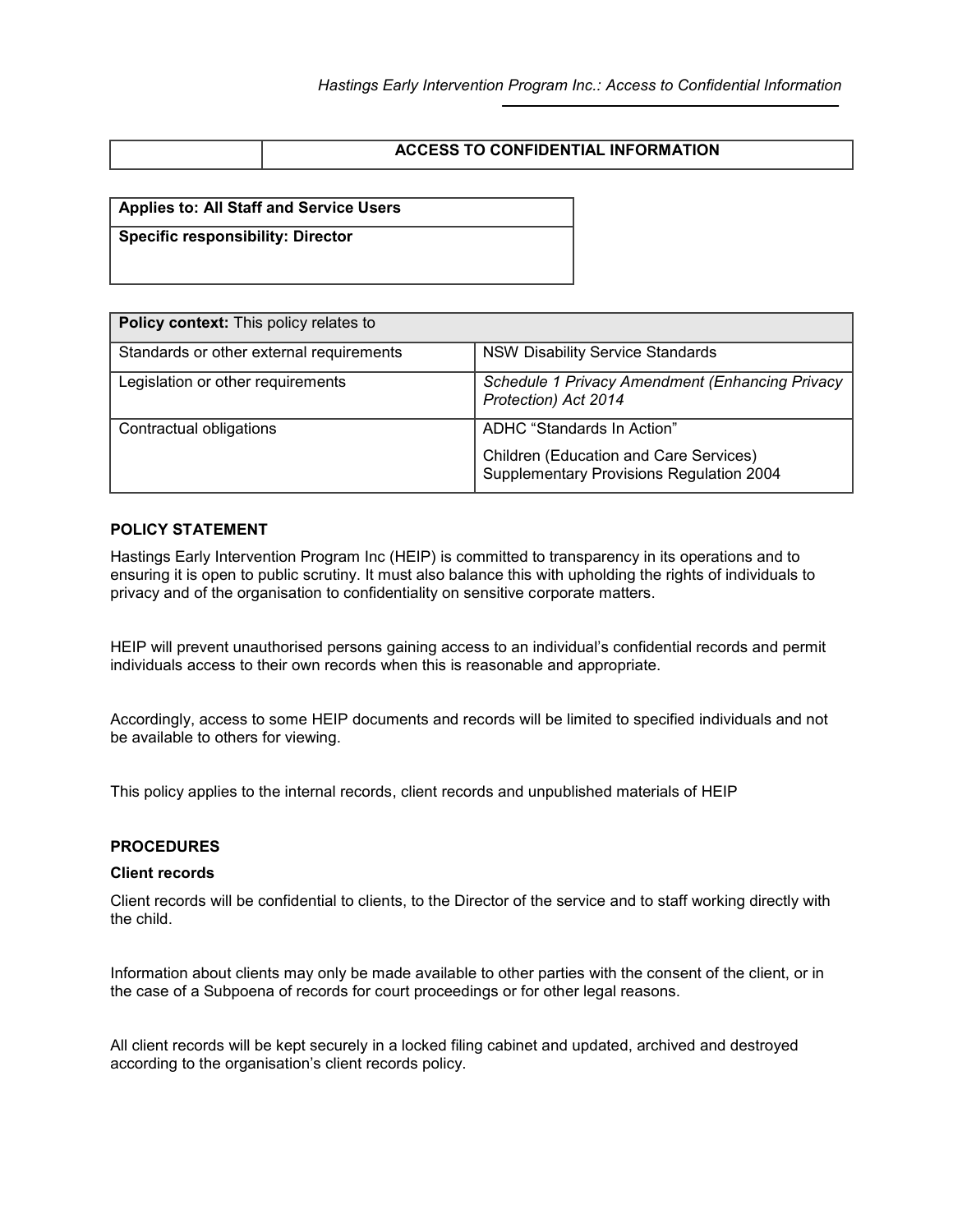| | ACCESS TO CONFIDENTIAL INFORMATION |
|---|---|

| Applies to: All Staff and Service Users |
|---|
| **Specific responsibility: Director** |

| **Policy context:** This policy relates to | |
|---|---|
| Standards or other external requirements | NSW Disability Service Standards |
| Legislation or other requirements | *Schedule 1 Privacy Amendment (Enhancing Privacy Protection) Act 2014* |
| Contractual obligations | ADHC "Standards In Action"<br>Children (Education and Care Services) Supplementary Provisions Regulation 2004 |

## POLICY STATEMENT

Hastings Early Intervention Program Inc (HEIP) is committed to transparency in its operations and to ensuring it is open to public scrutiny. It must also balance this with upholding the rights of individuals to privacy and of the organisation to confidentiality on sensitive corporate matters.

HEIP will prevent unauthorised persons gaining access to an individual's confidential records and permit individuals access to their own records when this is reasonable and appropriate.

Accordingly, access to some HEIP documents and records will be limited to specified individuals and not be available to others for viewing.

This policy applies to the internal records, client records and unpublished materials of HEIP

## PROCEDURES

### Client records

Client records will be confidential to clients, to the Director of the service and to staff working directly with the child.

Information about clients may only be made available to other parties with the consent of the client, or in the case of a Subpoena of records for court proceedings or for other legal reasons.

All client records will be kept securely in a locked filing cabinet and updated, archived and destroyed according to the organisation's client records policy.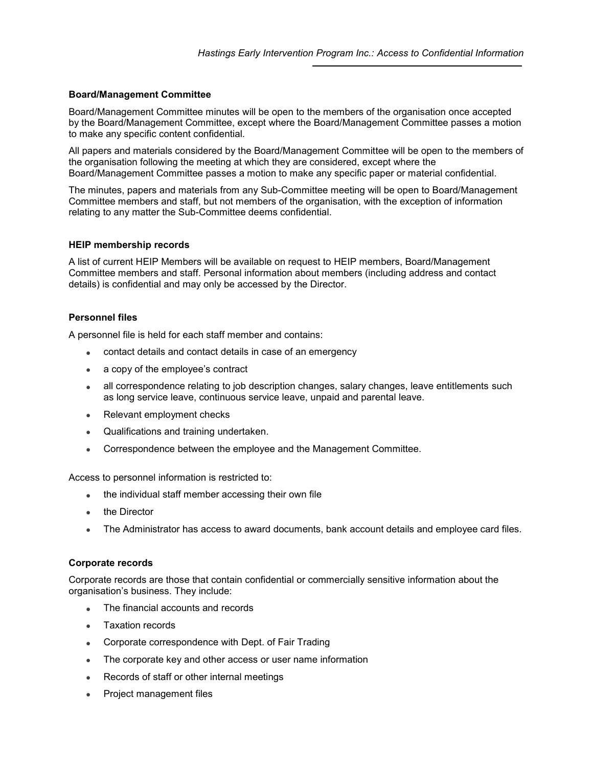**Board/Management Committee**

Board/Management Committee minutes will be open to the members of the organisation once accepted by the Board/Management Committee, except where the Board/Management Committee passes a motion to make any specific content confidential.

All papers and materials considered by the Board/Management Committee will be open to the members of the organisation following the meeting at which they are considered, except where the Board/Management Committee passes a motion to make any specific paper or material confidential.

The minutes, papers and materials from any Sub-Committee meeting will be open to Board/Management Committee members and staff, but not members of the organisation, with the exception of information relating to any matter the Sub-Committee deems confidential.

**HEIP membership records**

A list of current HEIP Members will be available on request to HEIP members, Board/Management Committee members and staff. Personal information about members (including address and contact details) is confidential and may only be accessed by the Director.

**Personnel files**

A personnel file is held for each staff member and contains:

- contact details and contact details in case of an emergency
- a copy of the employee's contract
- all correspondence relating to job description changes, salary changes, leave entitlements such as long service leave, continuous service leave, unpaid and parental leave.
- Relevant employment checks
- Qualifications and training undertaken.
- Correspondence between the employee and the Management Committee.

Access to personnel information is restricted to:

- the individual staff member accessing their own file
- the Director
- The Administrator has access to award documents, bank account details and employee card files.

**Corporate records**

Corporate records are those that contain confidential or commercially sensitive information about the organisation's business. They include:

- The financial accounts and records
- Taxation records
- Corporate correspondence with Dept. of Fair Trading
- The corporate key and other access or user name information
- Records of staff or other internal meetings
- Project management files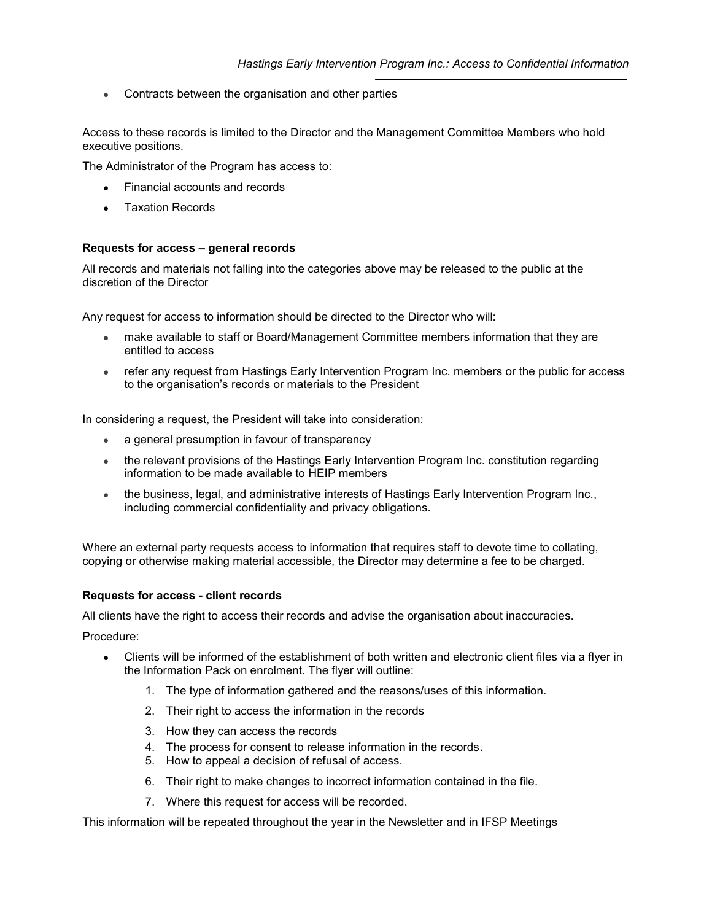- Contracts between the organisation and other parties

Access to these records is limited to the Director and the Management Committee Members who hold executive positions.

The Administrator of the Program has access to:

- Financial accounts and records
- Taxation Records

**Requests for access – general records**

All records and materials not falling into the categories above may be released to the public at the discretion of the Director

Any request for access to information should be directed to the Director who will:

- make available to staff or Board/Management Committee members information that they are entitled to access
- refer any request from Hastings Early Intervention Program Inc. members or the public for access to the organisation's records or materials to the President

In considering a request, the President will take into consideration:

- a general presumption in favour of transparency
- the relevant provisions of the Hastings Early Intervention Program Inc. constitution regarding information to be made available to HEIP members
- the business, legal, and administrative interests of Hastings Early Intervention Program Inc., including commercial confidentiality and privacy obligations.

Where an external party requests access to information that requires staff to devote time to collating, copying or otherwise making material accessible, the Director may determine a fee to be charged.

**Requests for access - client records**

All clients have the right to access their records and advise the organisation about inaccuracies.

Procedure:

- Clients will be informed of the establishment of both written and electronic client files via a flyer in the Information Pack on enrolment. The flyer will outline:
    1. The type of information gathered and the reasons/uses of this information.
    2. Their right to access the information in the records
    3. How they can access the records
    4. The process for consent to release information in the records.
    5. How to appeal a decision of refusal of access.
    6. Their right to make changes to incorrect information contained in the file.
    7. Where this request for access will be recorded.

This information will be repeated throughout the year in the Newsletter and in IFSP Meetings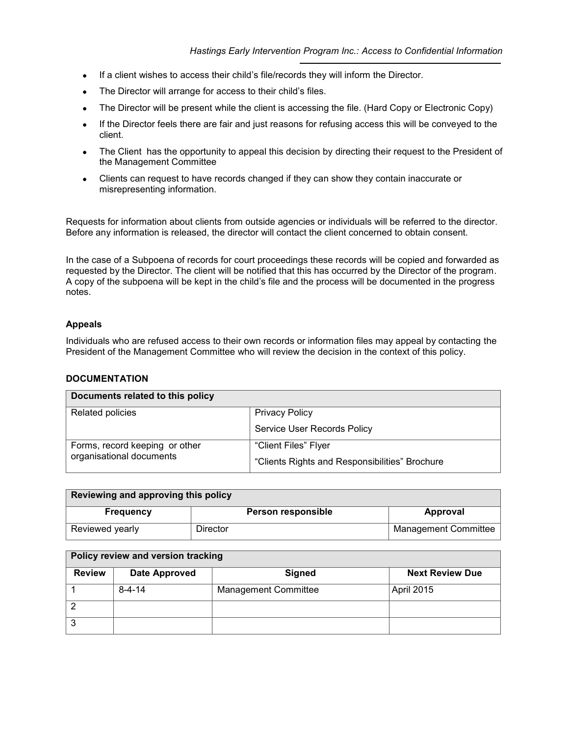- If a client wishes to access their child's file/records they will inform the Director.
- The Director will arrange for access to their child's files.
- The Director will be present while the client is accessing the file. (Hard Copy or Electronic Copy)
- If the Director feels there are fair and just reasons for refusing access this will be conveyed to the client.
- The Client has the opportunity to appeal this decision by directing their request to the President of the Management Committee
- Clients can request to have records changed if they can show they contain inaccurate or misrepresenting information.

Requests for information about clients from outside agencies or individuals will be referred to the director. Before any information is released, the director will contact the client concerned to obtain consent.

In the case of a Subpoena of records for court proceedings these records will be copied and forwarded as requested by the Director. The client will be notified that this has occurred by the Director of the program. A copy of the subpoena will be kept in the child's file and the process will be documented in the progress notes.

**Appeals**

Individuals who are refused access to their own records or information files may appeal by contacting the President of the Management Committee who will review the decision in the context of this policy.

**DOCUMENTATION**

| Documents related to this policy | |
|---|---|
| Related policies | Privacy Policy<br>Service User Records Policy |
| Forms, record keeping or other organisational documents | "Client Files" Flyer<br>"Clients Rights and Responsibilities" Brochure |

| Reviewing and approving this policy | | |
|---|---|---|
| **Frequency** | **Person responsible** | **Approval** |
| Reviewed yearly | Director | Management Committee |

| Policy review and version tracking | | | |
|---|---|---|---|
| **Review** | **Date Approved** | **Signed** | **Next Review Due** |
| 1 | 8-4-14 | Management Committee | April 2015 |
| 2 | | | |
| 3 | | | |